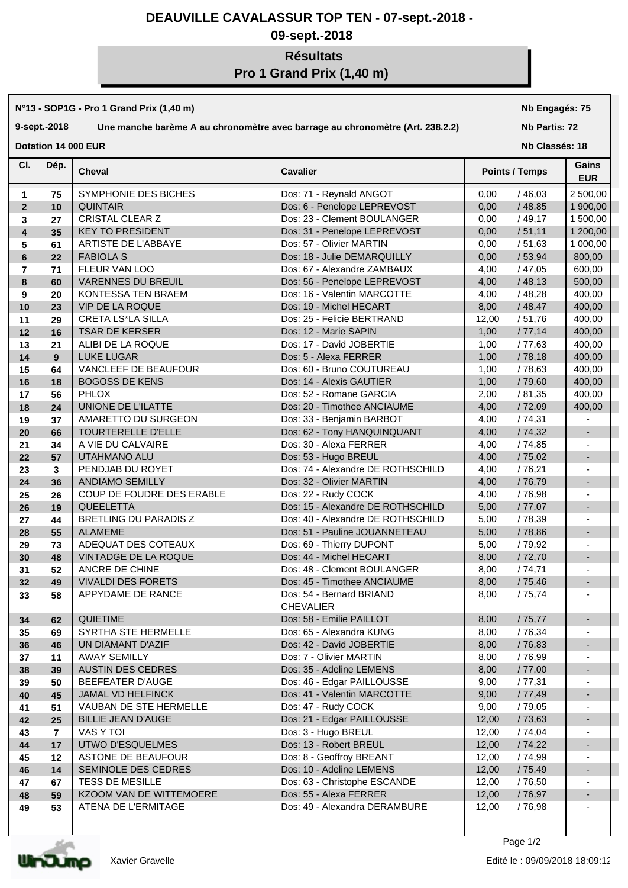# DEAUVILLE CAVALASSUR TOP TEN - 07-sept.-2018 - 09-sept.-2018

## Résultats
## Pro 1 Grand Prix (1,40 m)

**N°13 - SOP1G - Pro 1 Grand Prix (1,40 m)** — **Nb Engagés: 75**

**9-sept.-2018** — **Une manche barème A au chronomètre avec barrage au chronomètre (Art. 238.2.2)** — **Nb Partis: 72**

**Dotation 14 000 EUR** — **Nb Classés: 18**

| Cl. | Dép. | Cheval | Cavalier | Points | Temps | Gains EUR |
|---|---|---|---|---|---|---|
| 1 | 75 | SYMPHONIE DES BICHES | Dos: 71 - Reynald ANGOT | 0,00 | / 46,03 | 2 500,00 |
| 2 | 10 | QUINTAIR | Dos: 6 - Penelope LEPREVOST | 0,00 | / 48,85 | 1 900,00 |
| 3 | 27 | CRISTAL CLEAR Z | Dos: 23 - Clement BOULANGER | 0,00 | / 49,17 | 1 500,00 |
| 4 | 35 | KEY TO PRESIDENT | Dos: 31 - Penelope LEPREVOST | 0,00 | / 51,11 | 1 200,00 |
| 5 | 61 | ARTISTE DE L'ABBAYE | Dos: 57 - Olivier MARTIN | 0,00 | / 51,63 | 1 000,00 |
| 6 | 22 | FABIOLA S | Dos: 18 - Julie DEMARQUILLY | 0,00 | / 53,94 | 800,00 |
| 7 | 71 | FLEUR VAN LOO | Dos: 67 - Alexandre ZAMBAUX | 4,00 | / 47,05 | 600,00 |
| 8 | 60 | VARENNES DU BREUIL | Dos: 56 - Penelope LEPREVOST | 4,00 | / 48,13 | 500,00 |
| 9 | 20 | KONTESSA TEN BRAEM | Dos: 16 - Valentin MARCOTTE | 4,00 | / 48,28 | 400,00 |
| 10 | 23 | VIP DE LA ROQUE | Dos: 19 - Michel HECART | 8,00 | / 48,47 | 400,00 |
| 11 | 29 | CRETA LS*LA SILLA | Dos: 25 - Felicie BERTRAND | 12,00 | / 51,76 | 400,00 |
| 12 | 16 | TSAR DE KERSER | Dos: 12 - Marie SAPIN | 1,00 | / 77,14 | 400,00 |
| 13 | 21 | ALIBI DE LA ROQUE | Dos: 17 - David JOBERTIE | 1,00 | / 77,63 | 400,00 |
| 14 | 9 | LUKE LUGAR | Dos: 5 - Alexa FERRER | 1,00 | / 78,18 | 400,00 |
| 15 | 64 | VANCLEEF DE BEAUFOUR | Dos: 60 - Bruno COUTUREAU | 1,00 | / 78,63 | 400,00 |
| 16 | 18 | BOGOSS DE KENS | Dos: 14 - Alexis GAUTIER | 1,00 | / 79,60 | 400,00 |
| 17 | 56 | PHLOX | Dos: 52 - Romane GARCIA | 2,00 | / 81,35 | 400,00 |
| 18 | 24 | UNIONE DE L'ILATTE | Dos: 20 - Timothee ANCIAUME | 4,00 | / 72,09 | 400,00 |
| 19 | 37 | AMARETTO DU SURGEON | Dos: 33 - Benjamin BARBOT | 4,00 | / 74,31 | - |
| 20 | 66 | TOURTERELLE D'ELLE | Dos: 62 - Tony HANQUINQUANT | 4,00 | / 74,32 | - |
| 21 | 34 | A VIE DU CALVAIRE | Dos: 30 - Alexa FERRER | 4,00 | / 74,85 | - |
| 22 | 57 | UTAHMANO ALU | Dos: 53 - Hugo BREUL | 4,00 | / 75,02 | - |
| 23 | 3 | PENDJAB DU ROYET | Dos: 74 - Alexandre DE ROTHSCHILD | 4,00 | / 76,21 | - |
| 24 | 36 | ANDIAMO SEMILLY | Dos: 32 - Olivier MARTIN | 4,00 | / 76,79 | - |
| 25 | 26 | COUP DE FOUDRE DES ERABLE | Dos: 22 - Rudy COCK | 4,00 | / 76,98 | - |
| 26 | 19 | QUEELETTA | Dos: 15 - Alexandre DE ROTHSCHILD | 5,00 | / 77,07 | - |
| 27 | 44 | BRETLING DU PARADIS Z | Dos: 40 - Alexandre DE ROTHSCHILD | 5,00 | / 78,39 | - |
| 28 | 55 | ALAMEME | Dos: 51 - Pauline JOUANNETEAU | 5,00 | / 78,86 | - |
| 29 | 73 | ADEQUAT DES COTEAUX | Dos: 69 - Thierry DUPONT | 5,00 | / 79,92 | - |
| 30 | 48 | VINTADGE DE LA ROQUE | Dos: 44 - Michel HECART | 8,00 | / 72,70 | - |
| 31 | 52 | ANCRE DE CHINE | Dos: 48 - Clement BOULANGER | 8,00 | / 74,71 | - |
| 32 | 49 | VIVALDI DES FORETS | Dos: 45 - Timothee ANCIAUME | 8,00 | / 75,46 | - |
| 33 | 58 | APPYDAME DE RANCE | Dos: 54 - Bernard BRIAND CHEVALIER | 8,00 | / 75,74 | - |
| 34 | 62 | QUIETIME | Dos: 58 - Emilie PAILLOT | 8,00 | / 75,77 | - |
| 35 | 69 | SYRTHA STE HERMELLE | Dos: 65 - Alexandra KUNG | 8,00 | / 76,34 | - |
| 36 | 46 | UN DIAMANT D'AZIF | Dos: 42 - David JOBERTIE | 8,00 | / 76,83 | - |
| 37 | 11 | AWAY SEMILLY | Dos: 7 - Olivier MARTIN | 8,00 | / 76,99 | - |
| 38 | 39 | AUSTIN DES CEDRES | Dos: 35 - Adeline LEMENS | 8,00 | / 77,00 | - |
| 39 | 50 | BEEFEATER D'AUGE | Dos: 46 - Edgar PAILLOUSSE | 9,00 | / 77,31 | - |
| 40 | 45 | JAMAL VD HELFINCK | Dos: 41 - Valentin MARCOTTE | 9,00 | / 77,49 | - |
| 41 | 51 | VAUBAN DE STE HERMELLE | Dos: 47 - Rudy COCK | 9,00 | / 79,05 | - |
| 42 | 25 | BILLIE JEAN D'AUGE | Dos: 21 - Edgar PAILLOUSSE | 12,00 | / 73,63 | - |
| 43 | 7 | VAS Y TOI | Dos: 3 - Hugo BREUL | 12,00 | / 74,04 | - |
| 44 | 17 | UTWO D'ESQUELMES | Dos: 13 - Robert BREUL | 12,00 | / 74,22 | - |
| 45 | 12 | ASTONE DE BEAUFOUR | Dos: 8 - Geoffroy BREANT | 12,00 | / 74,99 | - |
| 46 | 14 | SEMINOLE DES CEDRES | Dos: 10 - Adeline LEMENS | 12,00 | / 75,49 | - |
| 47 | 67 | TESS DE MESILLE | Dos: 63 - Christophe ESCANDE | 12,00 | / 76,50 | - |
| 48 | 59 | KZOOM VAN DE WITTEMOERE | Dos: 55 - Alexa FERRER | 12,00 | / 76,97 | - |
| 49 | 53 | ATENA DE L'ERMITAGE | Dos: 49 - Alexandra DERAMBURE | 12,00 | / 76,98 | - |

Xavier Gravelle

Edité le : 09/09/2018 18:09:12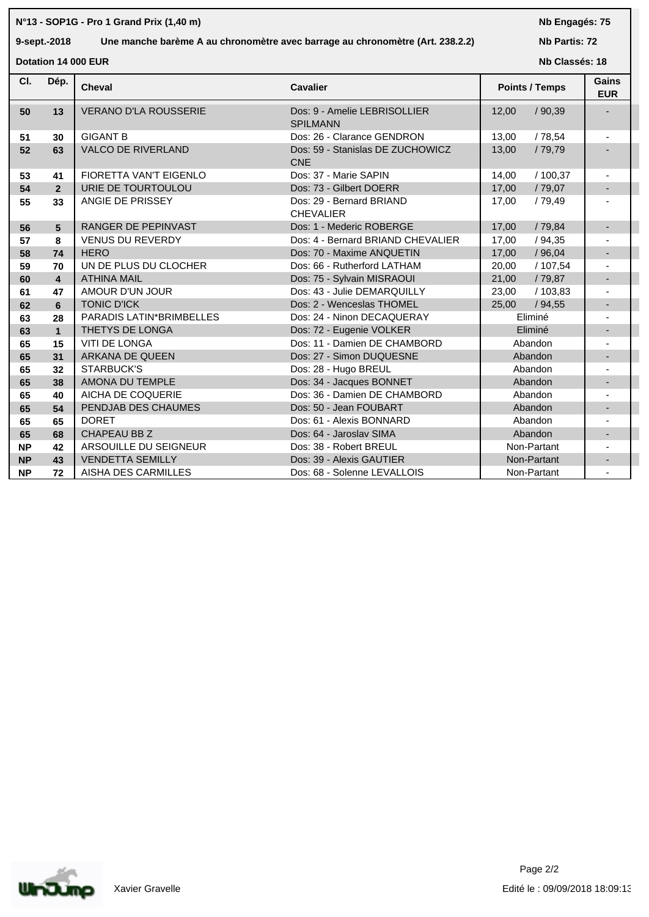**N°13 - SOP1G - Pro 1 Grand Prix (1,40 m)** **Nb Engagés: 75**

**9-sept.-2018** **Une manche barème A au chronomètre avec barrage au chronomètre (Art. 238.2.2)** **Nb Partis: 72**

**Dotation 14 000 EUR** **Nb Classés: 18**

| Cl. | Dép. | Cheval | Cavalier | Points / Temps | Gains EUR |
|---|---|---|---|---|---|
| 50 | 13 | VERANO D'LA ROUSSERIE | Dos: 9 - Amelie LEBRISOLLIER SPILMANN | 12,00 / 90,39 | - |
| 51 | 30 | GIGANT B | Dos: 26 - Clarance GENDRON | 13,00 / 78,54 | - |
| 52 | 63 | VALCO DE RIVERLAND | Dos: 59 - Stanislas DE ZUCHOWICZ CNE | 13,00 / 79,79 | - |
| 53 | 41 | FIORETTA VAN'T EIGENLO | Dos: 37 - Marie SAPIN | 14,00 / 100,37 | - |
| 54 | 2 | URIE DE TOURTOULOU | Dos: 73 - Gilbert DOERR | 17,00 / 79,07 | - |
| 55 | 33 | ANGIE DE PRISSEY | Dos: 29 - Bernard BRIAND CHEVALIER | 17,00 / 79,49 | - |
| 56 | 5 | RANGER DE PEPINVAST | Dos: 1 - Mederic ROBERGE | 17,00 / 79,84 | - |
| 57 | 8 | VENUS DU REVERDY | Dos: 4 - Bernard BRIAND CHEVALIER | 17,00 / 94,35 | - |
| 58 | 74 | HERO | Dos: 70 - Maxime ANQUETIN | 17,00 / 96,04 | - |
| 59 | 70 | UN DE PLUS DU CLOCHER | Dos: 66 - Rutherford LATHAM | 20,00 / 107,54 | - |
| 60 | 4 | ATHINA MAIL | Dos: 75 - Sylvain MISRAOUI | 21,00 / 79,87 | - |
| 61 | 47 | AMOUR D'UN JOUR | Dos: 43 - Julie DEMARQUILLY | 23,00 / 103,83 | - |
| 62 | 6 | TONIC D'ICK | Dos: 2 - Wenceslas THOMEL | 25,00 / 94,55 | - |
| 63 | 28 | PARADIS LATIN*BRIMBELLES | Dos: 24 - Ninon DECAQUERAY | Eliminé | - |
| 63 | 1 | THETYS DE LONGA | Dos: 72 - Eugenie VOLKER | Eliminé | - |
| 65 | 15 | VITI DE LONGA | Dos: 11 - Damien DE CHAMBORD | Abandon | - |
| 65 | 31 | ARKANA DE QUEEN | Dos: 27 - Simon DUQUESNE | Abandon | - |
| 65 | 32 | STARBUCK'S | Dos: 28 - Hugo BREUL | Abandon | - |
| 65 | 38 | AMONA DU TEMPLE | Dos: 34 - Jacques BONNET | Abandon | - |
| 65 | 40 | AICHA DE COQUERIE | Dos: 36 - Damien DE CHAMBORD | Abandon | - |
| 65 | 54 | PENDJAB DES CHAUMES | Dos: 50 - Jean FOUBART | Abandon | - |
| 65 | 65 | DORET | Dos: 61 - Alexis BONNARD | Abandon | - |
| 65 | 68 | CHAPEAU BB Z | Dos: 64 - Jaroslav SIMA | Abandon | - |
| NP | 42 | ARSOUILLE DU SEIGNEUR | Dos: 38 - Robert BREUL | Non-Partant | - |
| NP | 43 | VENDETTA SEMILLY | Dos: 39 - Alexis GAUTIER | Non-Partant | - |
| NP | 72 | AISHA DES CARMILLES | Dos: 68 - Solenne LEVALLOIS | Non-Partant | - |

Xavier Gravelle

Edité le : 09/09/2018 18:09:13